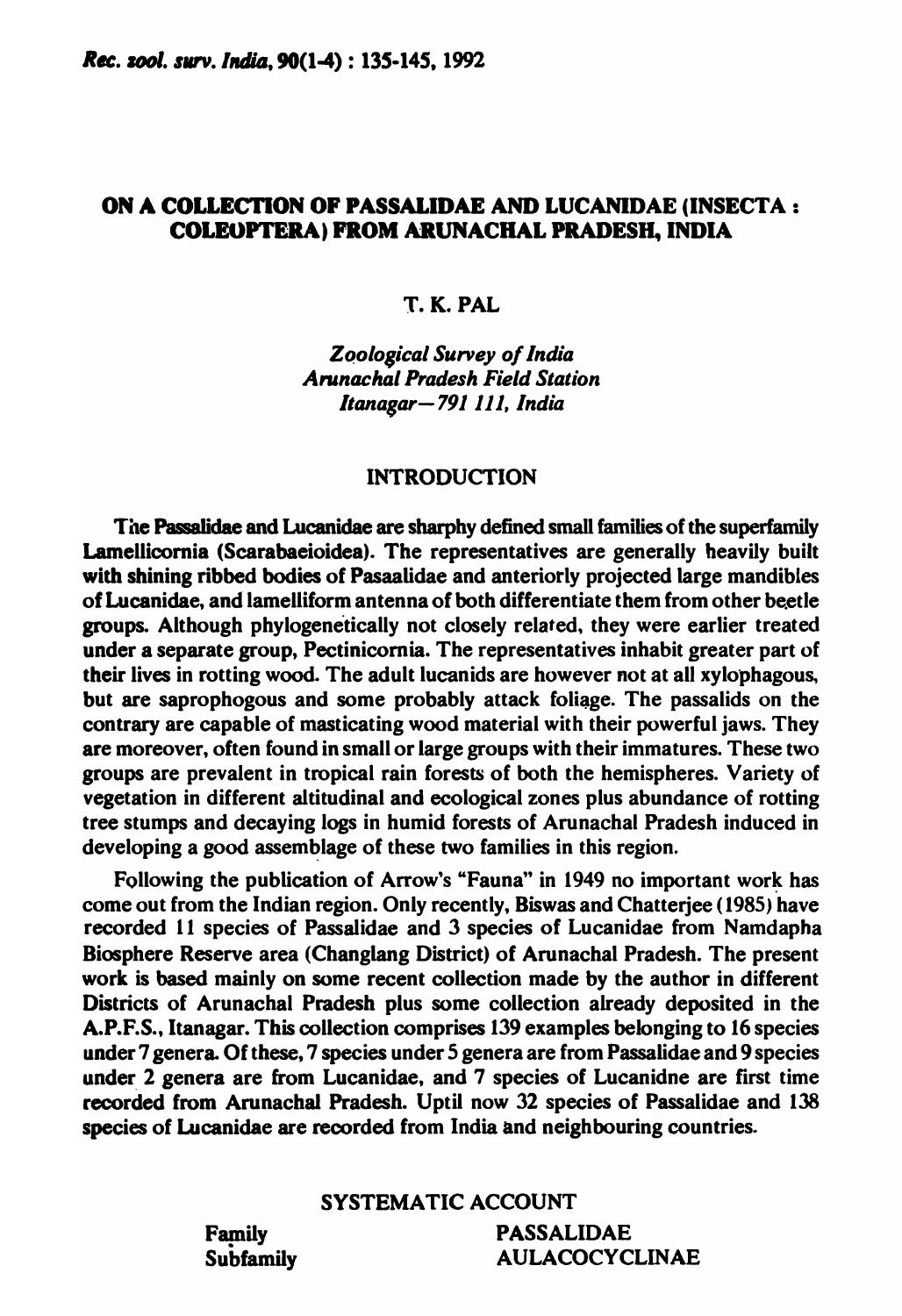# ON A COLLECTION OF PASSALIDAE AND LUCANIDAE (INSECTA : COLEOPTERA) FROM ARUNACHAL PRADESH, INDIA

T. K. PAL

*Zoological Survey of India*
*Arunachal Pradesh Field Station*
*Itanagar—791 111, India*

## INTRODUCTION

The Passalidae and Lucanidae are sharphy defined small families of the superfamily Lamellicornia (Scarabaeioidea). The representatives are generally heavily built with shining ribbed bodies of Pasaalidae and anteriorly projected large mandibles of Lucanidae, and lamelliform antenna of both differentiate them from other beetle groups. Although phylogenetically not closely related, they were earlier treated under a separate group, Pectinicornia. The representatives inhabit greater part of their lives in rotting wood. The adult lucanids are however not at all xylophagous, but are saprophogous and some probably attack foliage. The passalids on the contrary are capable of masticating wood material with their powerful jaws. They are moreover, often found in small or large groups with their immatures. These two groups are prevalent in tropical rain forests of both the hemispheres. Variety of vegetation in different altitudinal and ecological zones plus abundance of rotting tree stumps and decaying logs in humid forests of Arunachal Pradesh induced in developing a good assemblage of these two families in this region.

Following the publication of Arrow's "Fauna" in 1949 no important work has come out from the Indian region. Only recently, Biswas and Chatterjee (1985) have recorded 11 species of Passalidae and 3 species of Lucanidae from Namdapha Biosphere Reserve area (Changlang District) of Arunachal Pradesh. The present work is based mainly on some recent collection made by the author in different Districts of Arunachal Pradesh plus some collection already deposited in the A.P.F.S., Itanagar. This collection comprises 139 examples belonging to 16 species under 7 genera. Of these, 7 species under 5 genera are from Passalidae and 9 species under 2 genera are from Lucanidae, and 7 species of Lucanidne are first time recorded from Arunachal Pradesh. Uptil now 32 species of Passalidae and 138 species of Lucanidae are recorded from India and neighbouring countries.

## SYSTEMATIC ACCOUNT

Family PASSALIDAE
Subfamily AULACOCYCLINAE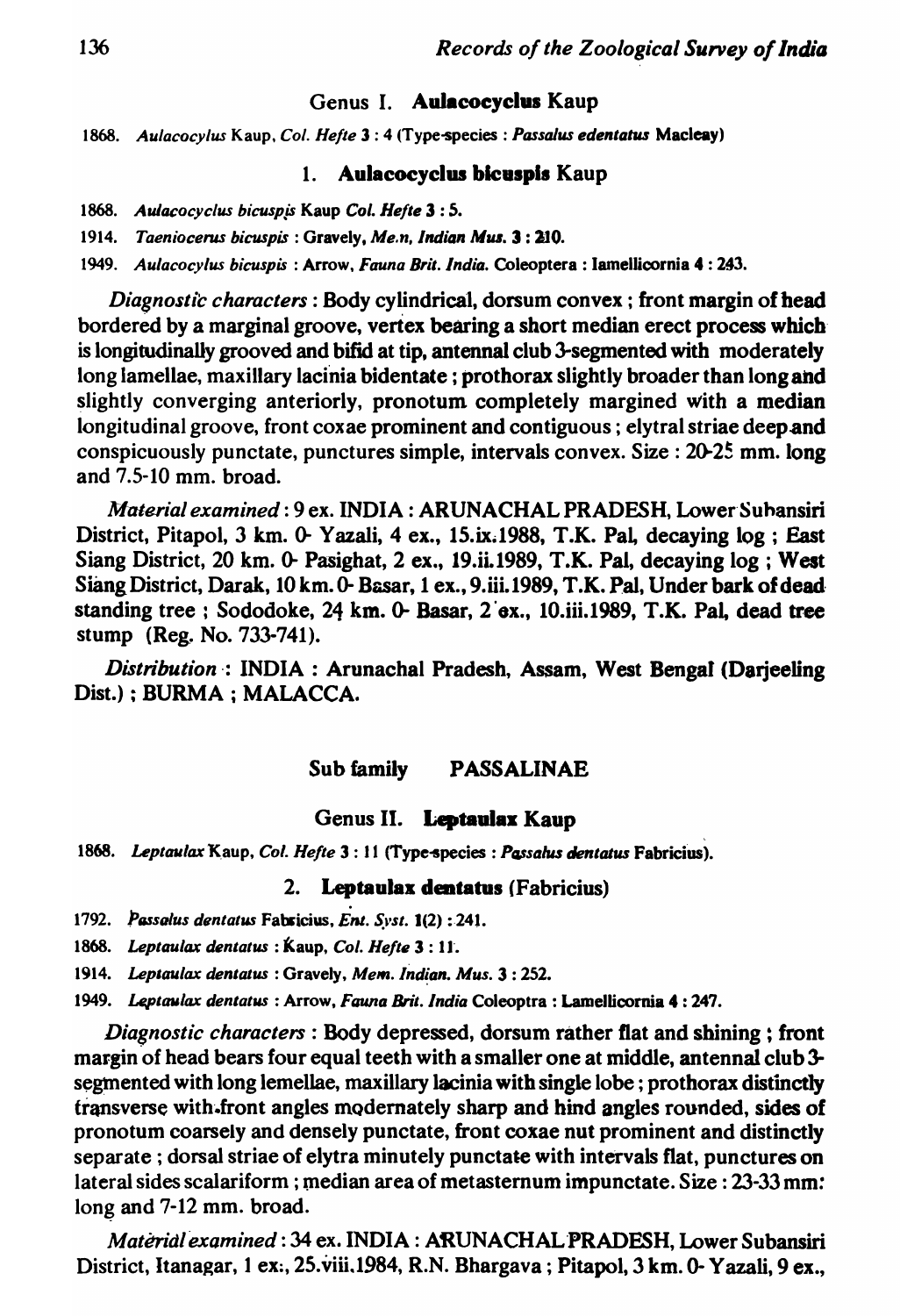### Genus I. **Aulacocyclus** Kaup

1868. *Aulacocylus* Kaup, *Col. Hefte* 3 : 4 (Type-species : *Passalus edentatus* Macleay)

#### 1. **Aulacocyclus bicuspis** Kaup

1868. *Aulacocyclus bicuspis* Kaup *Col. Hefte* 3 : 5.

1914. *Taeniocerus bicuspis* : Gravely, *Mem. Indian Mus.* 3 : 210.

1949. *Aulacocylus bicuspis* : Arrow, *Fauna Brit. India.* Coleoptera : lamellicornia 4 : 243.

*Diagnostic characters* : Body cylindrical, dorsum convex ; front margin of head bordered by a marginal groove, vertex bearing a short median erect process which is longitudinally grooved and bifid at tip, antennal club 3-segmented with moderately long lamellae, maxillary lacinia bidentate ; prothorax slightly broader than long and slightly converging anteriorly, pronotum completely margined with a median longitudinal groove, front coxae prominent and contiguous ; elytral striae deep and conspicuously punctate, punctures simple, intervals convex. Size : 20-25 mm. long and 7.5-10 mm. broad.

*Material examined* : 9 ex. INDIA : ARUNACHAL PRADESH, Lower Subansiri District, Pitapol, 3 km. 0- Yazali, 4 ex., 15.ix.1988, T.K. Pal, decaying log ; East Siang District, 20 km. 0- Pasighat, 2 ex., 19.ii.1989, T.K. Pal, decaying log ; West Siang District, Darak, 10 km. 0- Basar, 1 ex., 9.iii.1989, T.K. Pal, Under bark of dead standing tree ; Sododoke, 24 km. 0- Basar, 2 ex., 10.iii.1989, T.K. Pal, dead tree stump (Reg. No. 733-741).

*Distribution* : INDIA : Arunachal Pradesh, Assam, West Bengal (Darjeeling Dist.) ; BURMA ; MALACCA.

## Sub family PASSALINAE

### Genus II. **Leptaulax** Kaup

1868. *Leptaulax* Kaup, *Col. Hefte* 3 : 11 (Type-species : *Passalus dentatus* Fabricius).

#### 2. **Leptaulax dentatus** (Fabricius)

1792. *Passalus dentatus* Fabricius, *Ent. Syst.* 1(2) : 241.

1868. *Leptaulax dentatus* : Kaup, *Col. Hefte* 3 : 11.

1914. *Leptaulax dentatus* : Gravely, *Mem. Indian. Mus.* 3 : 252.

1949. *Leptaulax dentatus* : Arrow, *Fauna Brit. India* Coleoptra : Lamellicornia 4 : 247.

*Diagnostic characters* : Body depressed, dorsum rather flat and shining ; front margin of head bears four equal teeth with a smaller one at middle, antennal club 3-segmented with long lemellae, maxillary lacinia with single lobe ; prothorax distinctly transverse with front angles modernately sharp and hind angles rounded, sides of pronotum coarsely and densely punctate, front coxae nut prominent and distinctly separate ; dorsal striae of elytra minutely punctate with intervals flat, punctures on lateral sides scalariform ; median area of metasternum impunctate. Size : 23-33 mm. long and 7-12 mm. broad.

*Material examined* : 34 ex. INDIA : ARUNACHAL PRADESH, Lower Subansiri District, Itanagar, 1 ex., 25.viii.1984, R.N. Bhargava ; Pitapol, 3 km. 0- Yazali, 9 ex.,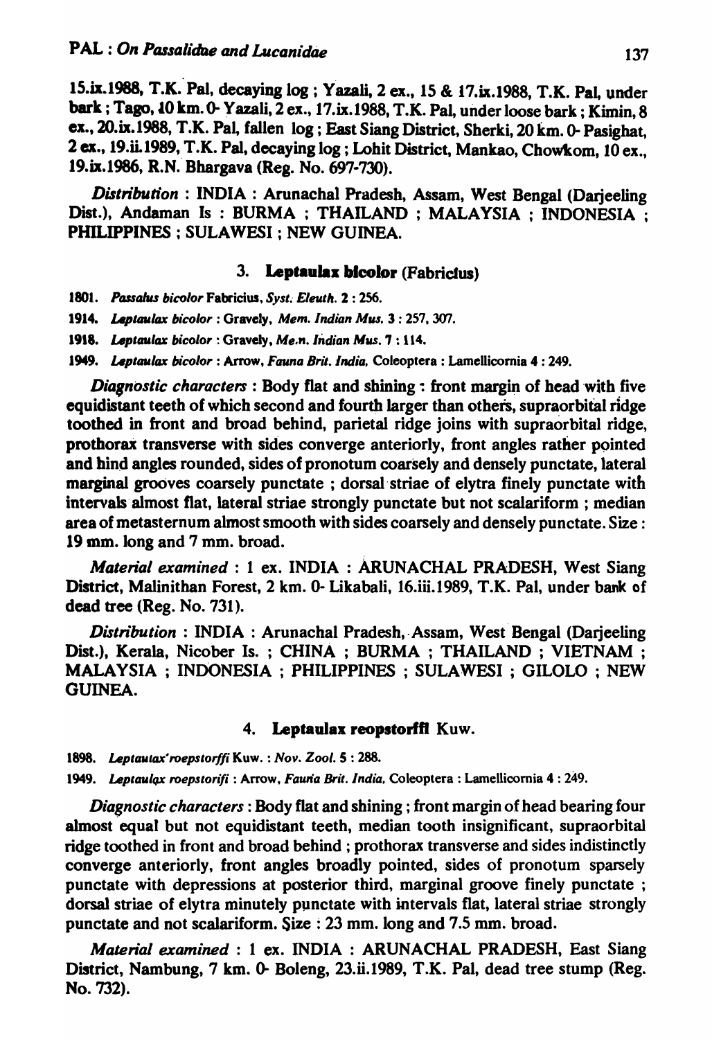15.ix.1988, T.K. Pal, decaying log ; Yazali, 2 ex., 15 & 17.ix.1988, T.K. Pal, under bark ; Tago, 10 km. 0- Yazali, 2 ex., 17.ix.1988, T.K. Pal, under loose bark ; Kimin, 8 ex., 20.ix.1988, T.K. Pal, fallen log ; East Siang District, Sherki, 20 km. 0- Pasighat, 2 ex., 19.ii.1989, T.K. Pal, decaying log ; Lohit District, Mankao, Chowkom, 10 ex., 19.ix.1986, R.N. Bhargava (Reg. No. 697-730).

*Distribution* : INDIA : Arunachal Pradesh, Assam, West Bengal (Darjeeling Dist.), Andaman Is : BURMA ; THAILAND ; MALAYSIA ; INDONESIA ; PHILIPPINES ; SULAWESI ; NEW GUINEA.

### 3. Leptaulax bicolor (Fabricius)

1801. *Passalus bicolor* Fabricius, *Syst. Eleuth.* 2 : 256.

1914. *Leptaulax bicolor* : Gravely, *Mem. Indian Mus.* 3 : 257, 307.

1918. *Leptaulax bicolor* : Gravely, *Mem. Indian Mus.* 7 : 114.

1949. *Leptaulax bicolor* : Arrow, *Fauna Brit. India*, Coleoptera : Lamellicornia 4 : 249.

*Diagnostic characters* : Body flat and shining : front margin of head with five equidistant teeth of which second and fourth larger than others, supraorbital ridge toothed in front and broad behind, parietal ridge joins with supraorbital ridge, prothorax transverse with sides converge anteriorly, front angles rather pointed and hind angles rounded, sides of pronotum coarsely and densely punctate, lateral marginal grooves coarsely punctate ; dorsal striae of elytra finely punctate with intervals almost flat, lateral striae strongly punctate but not scalariform ; median area of metasternum almost smooth with sides coarsely and densely punctate. Size : 19 mm. long and 7 mm. broad.

*Material examined* : 1 ex. INDIA : ARUNACHAL PRADESH, West Siang District, Malinithan Forest, 2 km. 0- Likabali, 16.iii.1989, T.K. Pal, under bark of dead tree (Reg. No. 731).

*Distribution* : INDIA : Arunachal Pradesh, Assam, West Bengal (Darjeeling Dist.), Kerala, Nicober Is. ; CHINA ; BURMA ; THAILAND ; VIETNAM ; MALAYSIA ; INDONESIA ; PHILIPPINES ; SULAWESI ; GILOLO ; NEW GUINEA.

### 4. Leptaulax reopstorffi Kuw.

1898. *Leptaulax roepstorffi* Kuw. : *Nov. Zool.* 5 : 288.

1949. *Leptaulax roepstorifi* : Arrow, *Fauna Brit. India*, Coleoptera : Lamellicornia 4 : 249.

*Diagnostic characters* : Body flat and shining ; front margin of head bearing four almost equal but not equidistant teeth, median tooth insignificant, supraorbital ridge toothed in front and broad behind ; prothorax transverse and sides indistinctly converge anteriorly, front angles broadly pointed, sides of pronotum sparsely punctate with depressions at posterior third, marginal groove finely punctate ; dorsal striae of elytra minutely punctate with intervals flat, lateral striae strongly punctate and not scalariform. Size : 23 mm. long and 7.5 mm. broad.

*Material examined* : 1 ex. INDIA : ARUNACHAL PRADESH, East Siang District, Nambung, 7 km. 0- Boleng, 23.ii.1989, T.K. Pal, dead tree stump (Reg. No. 732).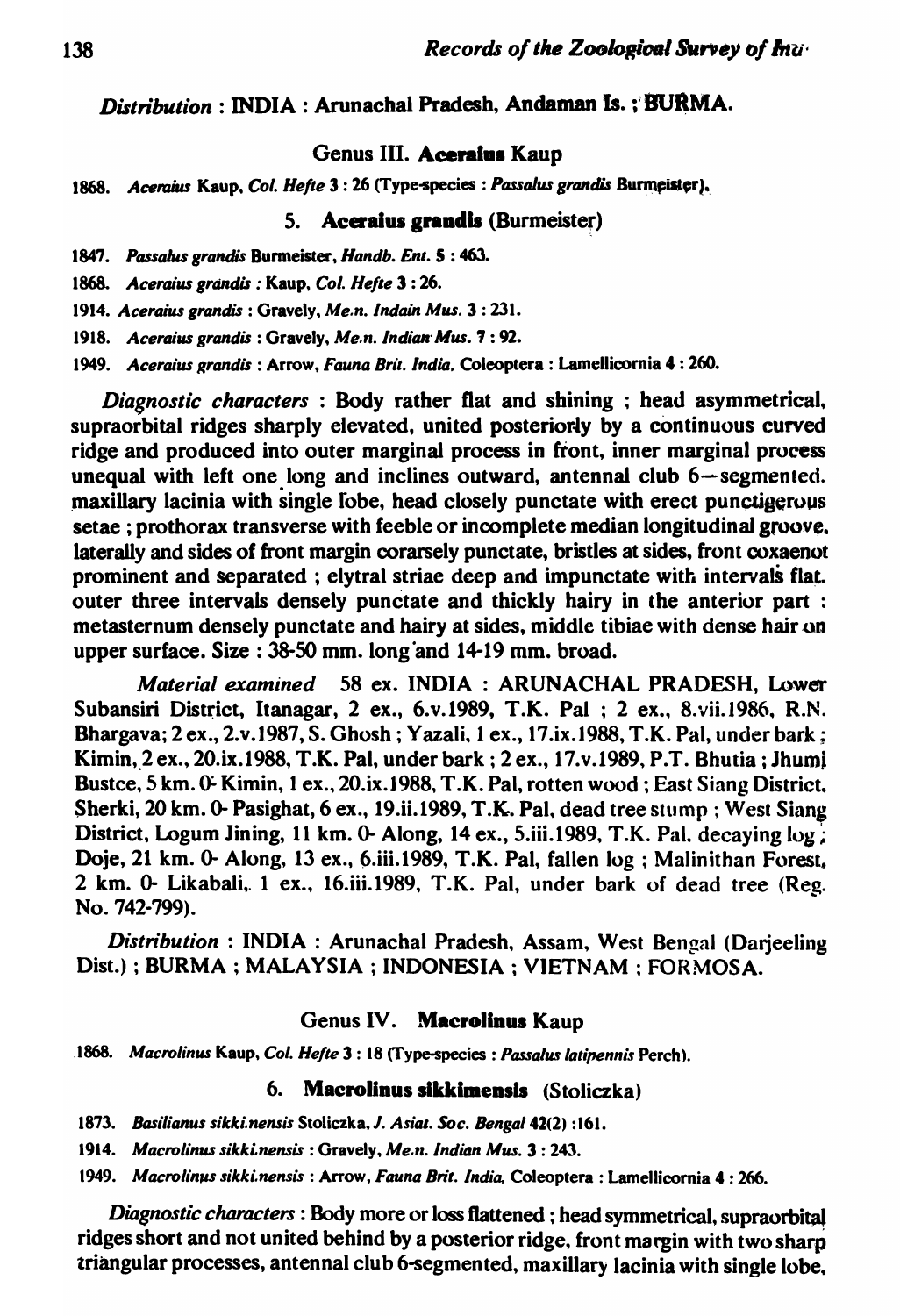*Distribution* : INDIA : Arunachal Pradesh, Andaman Is. ; BURMA.

### Genus III. **Aceraius** Kaup

1868. *Aceraius* Kaup, *Col. Hefte* 3 : 26 (Type-species : *Passalus grandis* Burmeister).

### 5. **Aceraius grandis** (Burmeister)

1847. *Passalus grandis* Burmeister, *Handb. Ent.* 5 : 463.

1868. *Aceraius grandis* : Kaup, *Col. Hefte* 3 : 26.

1914. *Aceraius grandis* : Gravely, *Me.n. Indain Mus.* 3 : 231.

1918. *Aceraius grandis* : Gravely, *Me.n. Indian Mus.* 7 : 92.

1949. *Aceraius grandis* : Arrow, *Fauna Brit. India*, Coleoptera : Lamellicornia 4 : 260.

*Diagnostic characters* : Body rather flat and shining ; head asymmetrical, supraorbital ridges sharply elevated, united posteriorly by a continuous curved ridge and produced into outer marginal process in front, inner marginal process unequal with left one long and inclines outward, antennal club 6—segmented. maxillary lacinia with single lobe, head closely punctate with erect punctigerous setae ; prothorax transverse with feeble or incomplete median longitudinal groove, laterally and sides of front margin corarsely punctate, bristles at sides, front coxaenot prominent and separated ; elytral striae deep and impunctate with intervals flat. outer three intervals densely punctate and thickly hairy in the anterior part : metasternum densely punctate and hairy at sides, middle tibiae with dense hair on upper surface. Size : 38-50 mm. long and 14-19 mm. broad.

*Material examined* 58 ex. INDIA : ARUNACHAL PRADESH, Lower Subansiri District, Itanagar, 2 ex., 6.v.1989, T.K. Pal ; 2 ex., 8.vii.1986, R.N. Bhargava; 2 ex., 2.v.1987, S. Ghosh ; Yazali, 1 ex., 17.ix.1988, T.K. Pal, under bark ; Kimin, 2 ex., 20.ix.1988, T.K. Pal, under bark ; 2 ex., 17.v.1989, P.T. Bhutia ; Jhumi Bustce, 5 km. 0- Kimin, 1 ex., 20.ix.1988, T.K. Pal, rotten wood ; East Siang District, Sherki, 20 km. 0- Pasighat, 6 ex., 19.ii.1989, T.K. Pal, dead tree stump ; West Siang District, Logum Jining, 11 km. 0- Along, 14 ex., 5.iii.1989, T.K. Pal. decaying log ; Doje, 21 km. 0- Along, 13 ex., 6.iii.1989, T.K. Pal, fallen log ; Malinithan Forest, 2 km. 0- Likabali, 1 ex., 16.iii.1989, T.K. Pal, under bark of dead tree (Reg. No. 742-799).

*Distribution* : INDIA : Arunachal Pradesh, Assam, West Bengal (Darjeeling Dist.) ; BURMA ; MALAYSIA ; INDONESIA ; VIETNAM ; FORMOSA.

### Genus IV. **Macrolinus** Kaup

1868. *Macrolinus* Kaup, *Col. Hefte* 3 : 18 (Type-species : *Passalus latipennis* Perch).

### 6. **Macrolinus sikkimensis** (Stoliczka)

1873. *Basilianus sikki.nensis* Stoliczka, *J. Asiat. Soc. Bengal* 42(2) :161.

1914. *Macrolinus sikki.nensis* : Gravely, *Me.n. Indian Mus.* 3 : 243.

1949. *Macrolinus sikki.nensis* : Arrow, *Fauna Brit. India*, Coleoptera : Lamellicornia 4 : 266.

*Diagnostic characters* : Body more or loss flattened ; head symmetrical, supraorbital ridges short and not united behind by a posterior ridge, front margin with two sharp triangular processes, antennal club 6-segmented, maxillary lacinia with single lobe,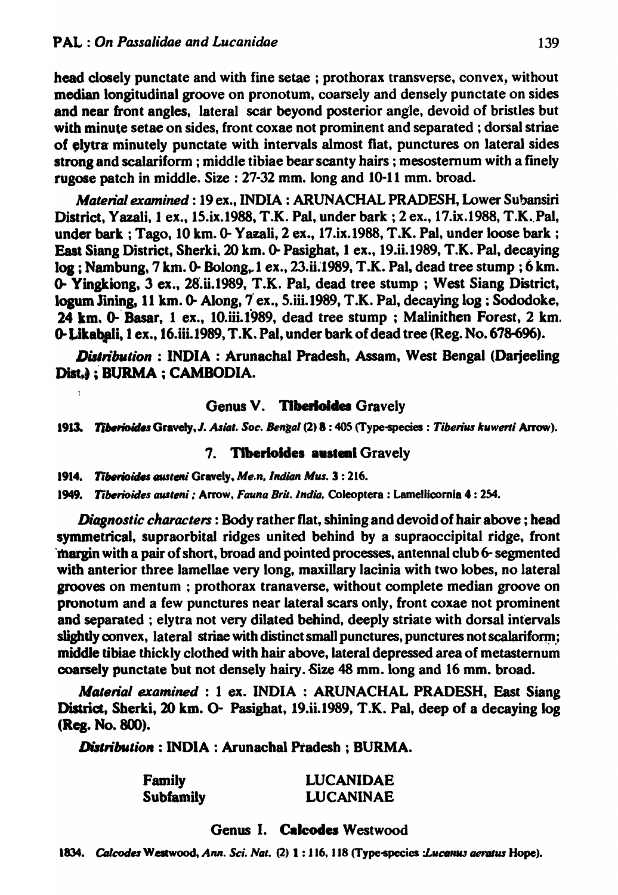head closely punctate and with fine setae ; prothorax transverse, convex, without median longitudinal groove on pronotum, coarsely and densely punctate on sides and near front angles, lateral scar beyond posterior angle, devoid of bristles but with minute setae on sides, front coxae not prominent and separated ; dorsal striae of elytra minutely punctate with intervals almost flat, punctures on lateral sides strong and scalariform ; middle tibiae bear scanty hairs ; mesosternum with a finely rugose patch in middle. Size : 27-32 mm. long and 10-11 mm. broad.

*Material examined* : 19 ex., INDIA : ARUNACHAL PRADESH, Lower Subansiri District, Yazali, 1 ex., 15.ix.1988, T.K. Pal, under bark ; 2 ex., 17.ix.1988, T.K. Pal, under bark ; Tago, 10 km. O- Yazali, 2 ex., 17.ix.1988, T.K. Pal, under loose bark ; East Siang District, Sherki, 20 km. O- Pasighat, 1 ex., 19.ii.1989, T.K. Pal, decaying log ; Nambung, 7 km. O- Bolong, 1 ex., 23.ii.1989, T.K. Pal, dead tree stump ; 6 km. O- Yingkiong, 3 ex., 28.ii.1989, T.K. Pal, dead tree stump ; West Siang District, logum Jining, 11 km. O- Along, 7 ex., 5.iii.1989, T.K. Pal, decaying log ; Sododoke, 24 km. O- Basar, 1 ex., 10.iii.1989, dead tree stump ; Malinithen Forest, 2 km. O- Likabali, 1 ex., 16.iii.1989, T.K. Pal, under bark of dead tree (Reg. No. 678-696).

*Distribution* : INDIA : Arunachal Pradesh, Assam, West Bengal (Darjeeling Dist.) ; BURMA ; CAMBODIA.

## Genus V. **Tiberioides** Gravely

1913. *Tiberioides* Gravely, *J. Asiat. Soc. Bengal* (2) **8** : 405 (Type-species : *Tiberius kuwerti* Arrow).

### 7. **Tiberioides austeni** Gravely

1914. *Tiberioides austeni* Gravely, *Mem, Indian Mus.* **3** : 216.

1949. *Tiberioides austeni* ; Arrow, *Fauna Brit. India*, Coleoptera : Lamellicornia **4** : 254.

*Diagnostic characters* : Body rather flat, shining and devoid of hair above ; head symmetrical, supraorbital ridges united behind by a supraoccipital ridge, front margin with a pair of short, broad and pointed processes, antennal club 6- segmented with anterior three lamellae very long, maxillary lacinia with two lobes, no lateral grooves on mentum ; prothorax tranaverse, without complete median groove on pronotum and a few punctures near lateral scars only, front coxae not prominent and separated ; elytra not very dilated behind, deeply striate with dorsal intervals slightly convex, lateral striae with distinct small punctures, punctures not scalariform; middle tibiae thickly clothed with hair above, lateral depressed area of metasternum coarsely punctate but not densely hairy. Size 48 mm. long and 16 mm. broad.

*Material examined* : 1 ex. INDIA : ARUNACHAL PRADESH, East Siang District, Sherki, 20 km. O- Pasighat, 19.ii.1989, T.K. Pal, deep of a decaying log (Reg. No. 800).

*Distribution* : INDIA : Arunachal Pradesh ; BURMA.

| | |
|---|---|
| Family | LUCANIDAE |
| Subfamily | LUCANINAE |

## Genus I. **Calcodes** Westwood

1834. *Calcodes* Westwood, *Ann. Sci. Nat.* (2) **1** : 116, 118 (Type-species :*Lucanus aeratus* Hope).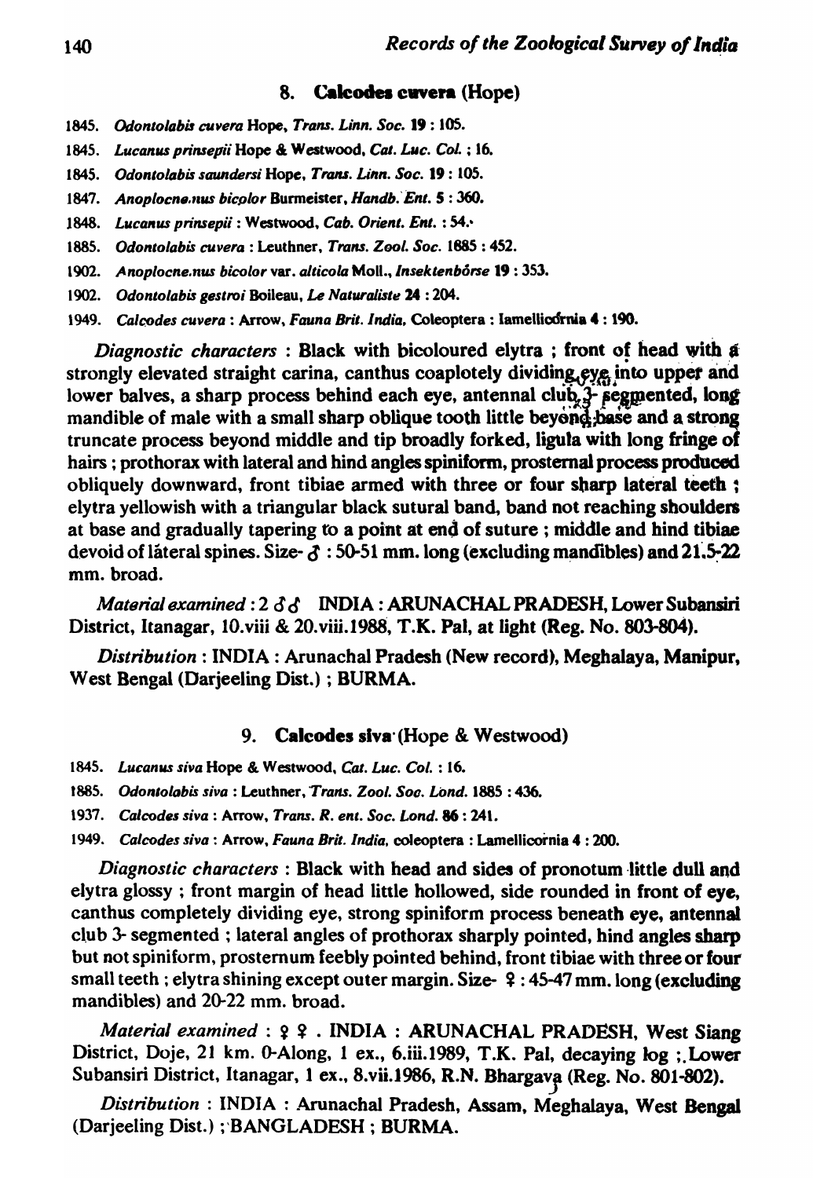### 8. **Calcodes cuvera** (Hope)

1845. *Odontolabis cuvera* Hope, *Trans. Linn. Soc.* **19** : 105.
1845. *Lucanus prinsepii* Hope & Westwood, *Cat. Luc. Col.* ; 16.
1845. *Odontolabis saundersi* Hope, *Trans. Linn. Soc.* **19** : 105.
1847. *Anoplocnemus bicolor* Burmeister, *Handb. Ent.* **5** : 360.
1848. *Lucanus prinsepii* : Westwood, *Cab. Orient. Ent.* : 54.
1885. *Odontolabis cuvera* : Leuthner, *Trans. Zool. Soc.* 1885 : 452.
1902. *Anoplocnemus bicolor* var. *alticola* Moll., *Insektenbörse* **19** : 353.
1902. *Odontolabis gestroi* Boileau, *Le Naturaliste* **24** : 204.
1949. *Calcodes cuvera* : Arrow, *Fauna Brit. India*, Coleoptera : lamellicornia **4** : 190.

*Diagnostic characters* : Black with bicoloured elytra ; front of head with a strongly elevated straight carina, canthus coaplotely dividing eye into upper and lower balves, a sharp process behind each eye, antennal club 3- segmented, long mandible of male with a small sharp oblique tooth little beyond base and a strong truncate process beyond middle and tip broadly forked, ligula with long fringe of hairs ; prothorax with lateral and hind angles spiniform, prosternal process produced obliquely downward, front tibiae armed with three or four sharp lateral teeth ; elytra yellowish with a triangular black sutural band, band not reaching shoulders at base and gradually tapering to a point at end of suture ; middle and hind tibiae devoid of lateral spines. Size- ♂ : 50-51 mm. long (excluding mandibles) and 21.5-22 mm. broad.

*Material examined* : 2 ♂♂ INDIA : ARUNACHAL PRADESH, Lower Subansiri District, Itanagar, 10.viii & 20.viii.1988, T.K. Pal, at light (Reg. No. 803-804).

*Distribution* : INDIA : Arunachal Pradesh (New record), Meghalaya, Manipur, West Bengal (Darjeeling Dist.) ; BURMA.

### 9. **Calcodes siva** (Hope & Westwood)

1845. *Lucanus siva* Hope & Westwood, *Cat. Luc. Col.* : 16.
1885. *Odontolobis siva* : Leuthner, *Trans. Zool. Soc. Lond.* 1885 : 436.
1937. *Calcodes siva* : Arrow, *Trans. R. ent. Soc. Lond.* **86** : 241.
1949. *Calcodes siva* : Arrow, *Fauna Brit. India*, coleoptera : Lamellicornia **4** : 200.

*Diagnostic characters* : Black with head and sides of pronotum little dull and elytra glossy ; front margin of head little hollowed, side rounded in front of eye, canthus completely dividing eye, strong spiniform process beneath eye, antennal club 3- segmented ; lateral angles of prothorax sharply pointed, hind angles sharp but not spiniform, prosternum feebly pointed behind, front tibiae with three or four small teeth ; elytra shining except outer margin. Size- ♀ : 45-47 mm. long (excluding mandibles) and 20-22 mm. broad.

*Material examined* : ♀♀ . INDIA : ARUNACHAL PRADESH, West Siang District, Doje, 21 km. 0-Along, 1 ex., 6.iii.1989, T.K. Pal, decaying log ; Lower Subansiri District, Itanagar, 1 ex., 8.vii.1986, R.N. Bhargava (Reg. No. 801-802).

*Distribution* : INDIA : Arunachal Pradesh, Assam, Meghalaya, West Bengal (Darjeeling Dist.) ; BANGLADESH ; BURMA.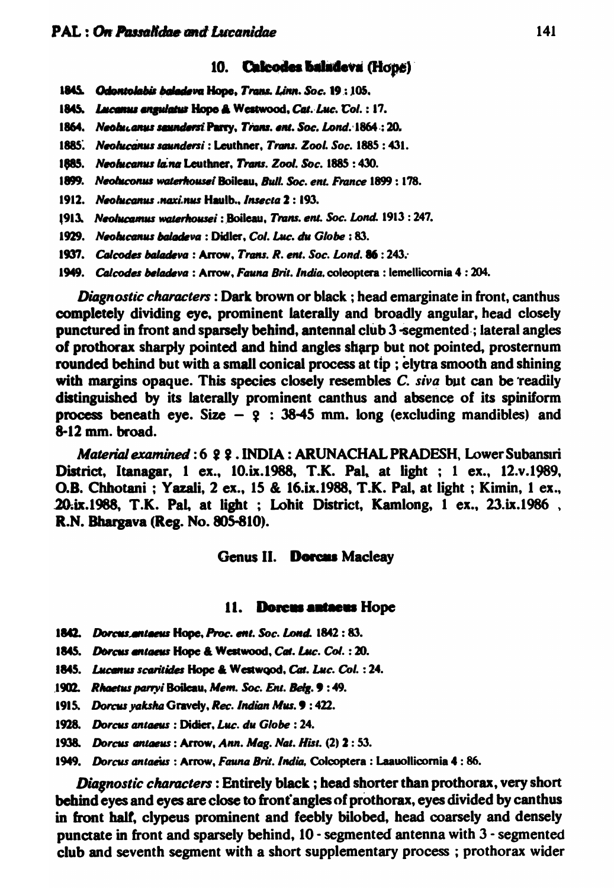### 10. **Calcodes baladeva (Hope)**

1845. *Odontolabis baladeva* Hope, *Trans. Linn. Soc.* 19 : 105.
1845. *Lucanus angulatus* Hope & Westwood, *Cat. Luc. Col.* : 17.
1864. *Neolucanus saundersi* Parry, *Trans. ent. Soc. Lond.* 1864 : 20.
1885. *Neolucanus saundersi* : Leuthner, *Trans. Zool. Soc.* 1885 : 431.
1885. *Neolucanus lama* Leuthner, *Trans. Zool. Soc.* 1885 : 430.
1899. *Neolucanus waterhousei* Boileau, *Bull. Soc. ent. France* 1899 : 178.
1912. *Neolucanus .naxi.nus* Haulb., *Insecta* 2 : 193.
1913. *Neolucanus waterhousei* : Boileau, *Trans. ent. Soc. Lond.* 1913 : 247.
1929. *Neolucanus baladeva* : Didier, *Col. Luc. du Globe* : 83.
1937. *Calcodes baladeva* : Arrow, *Trans. R. ent. Soc. Lond.* 86 : 243.
1949. *Calcodes beladeva* : Arrow, *Fauna Brit. India*, coleoptera : lemellicornia 4 : 204.

*Diagnostic characters* : Dark brown or black ; head emarginate in front, canthus completely dividing eye, prominent laterally and broadly angular, head closely punctured in front and sparsely behind, antennal club 3-segmented ; lateral angles of prothorax sharply pointed and hind angles sharp but not pointed, prosternum rounded behind but with a small conical process at tip ; elytra smooth and shining with margins opaque. This species closely resembles *C. siva* but can be readily distinguished by its laterally prominent canthus and absence of its spiniform process beneath eye. Size – ♀ : 38-45 mm. long (excluding mandibles) and 8-12 mm. broad.

*Material examined* : 6 ♀♀. INDIA : ARUNACHAL PRADESH, Lower Subansiri District, Itanagar, 1 ex., 10.ix.1988, T.K. Pal, at light ; 1 ex., 12.v.1989, O.B. Chhotani ; Yazali, 2 ex., 15 & 16.ix.1988, T.K. Pal, at light ; Kimin, 1 ex., 20.ix.1988, T.K. Pal, at light ; Lohit District, Kamlong, 1 ex., 23.ix.1986, R.N. Bhargava (Reg. No. 805-810).

## Genus II. **Dorcus** Macleay

### 11. **Dorcus antaeus** Hope

1842. *Dorcus antaeus* Hope, *Proc. ent. Soc. Lond.* 1842 : 83.
1845. *Dorcus antaeus* Hope & Westwood, *Cat. Luc. Col.* : 20.
1845. *Lucanus scaritides* Hope & Westwood, *Cat. Luc. Col.* : 24.
1902. *Rhaetus parryi* Boileau, *Mem. Soc. Ent. Belg.* 9 : 49.
1915. *Dorcus yaksha* Gravely, *Rec. Indian Mus.* 9 : 422.
1928. *Dorcus antaeus* : Didier, *Luc. du Globe* : 24.
1938. *Dorcus antaeus* : Arrow, *Ann. Mag. Nat. Hist.* (2) 2 : 53.
1949. *Dorcus antaeus* : Arrow, *Fauna Brit. India*, Colcoptera : Laauollicornia 4 : 86.

*Diagnostic characters* : Entirely black ; head shorter than prothorax, very short behind eyes and eyes are close to front angles of prothorax, eyes divided by canthus in front half, clypeus prominent and feebly bilobed, head coarsely and densely punctate in front and sparsely behind, 10 - segmented antenna with 3 - segmented club and seventh segment with a short supplementary process ; prothorax wider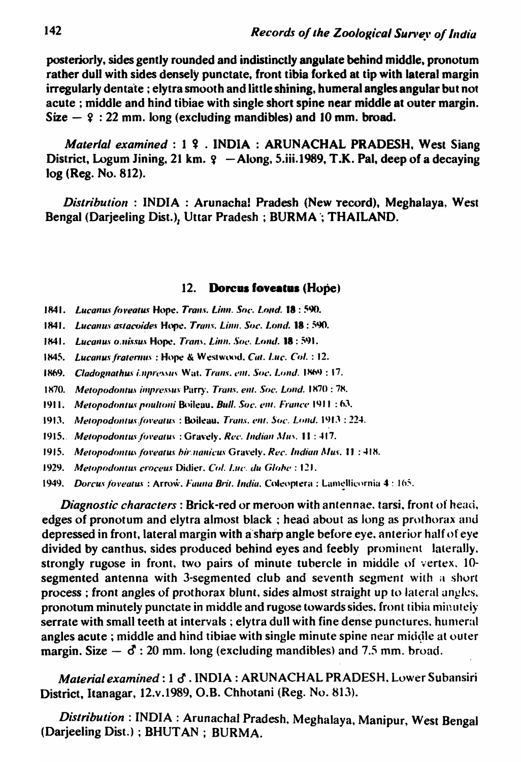posteriorly, sides gently rounded and indistinctly angulate behind middle, pronotum rather dull with sides densely punctate, front tibia forked at tip with lateral margin irregularly dentate ; elytra smooth and little shining, humeral angles angular but not acute ; middle and hind tibiae with single short spine near middle at outer margin. Size — ♀ : 22 mm. long (excluding mandibles) and 10 mm. broad.

*Material examined* : 1 ♀ . INDIA : ARUNACHAL PRADESH, West Siang District, Logum Jining, 21 km. ♀ — Along, 5.iii.1989, T.K. Pal, deep of a decaying log (Reg. No. 812).

*Distribution* : INDIA : Arunachal Pradesh (New record), Meghalaya, West Bengal (Darjeeling Dist.), Uttar Pradesh ; BURMA ; THAILAND.

### 12. Dorcus foveatus (Hope)

1841. *Lucanus foveatus* Hope. *Trans. Linn. Soc. Lond.* **18** : 590.
1841. *Lucanus astacoides* Hope. *Trans. Linn. Soc. Lond.* **18** : 590.
1841. *Lucanus omissus* Hope. *Trans. Linn. Soc. Lond.* **18** : 591.
1845. *Lucanus fraternus* : Hope & Westwood. *Cat. Luc. Col.* : 12.
1869. *Cladognathus impressus* Wat. *Trans. ent. Soc. Lond.* 1869 : 17.
1870. *Metopodontus impressus* Parry. *Trans. ent. Soc. Lond.* 1870 : 78.
1911. *Metopodontus poultoni* Boileau. *Bull. Soc. ent. France* 1911 : 63.
1913. *Metopodontus foveatus* : Boileau. *Trans. ent. Soc. Lond.* 1913 : 224.
1915. *Metopodontus foveatus* : Gravely. *Rec. Indian Mus.* 11 : 417.
1915. *Metopodontus foveatus birmanicus* Gravely. *Rec. Indian Mus.* 11 : 418.
1929. *Metopodontus croceus* Didier. *Col. Luc. du Globe* : 121.
1949. *Dorcus foveatus* : Arrow. *Fauna Brit. India*, Coleoptera : Lamellicornia **4** : 165.

*Diagnostic characters* : Brick-red or meroon with antennae, tarsi, front of head, edges of pronotum and elytra almost black ; head about as long as prothorax and depressed in front, lateral margin with a sharp angle before eye, anterior half of eye divided by canthus, sides produced behind eyes and feebly prominent laterally, strongly rugose in front, two pairs of minute tubercle in middle of vertex, 10-segmented antenna with 3-segmented club and seventh segment with a short process ; front angles of prothorax blunt, sides almost straight up to lateral angles, pronotum minutely punctate in middle and rugose towards sides, front tibia minutely serrate with small teeth at intervals ; elytra dull with fine dense punctures, humeral angles acute ; middle and hind tibiae with single minute spine near middle at outer margin. Size — ♂ : 20 mm. long (excluding mandibles) and 7.5 mm. broad.

*Material examined* : 1 ♂ . INDIA : ARUNACHAL PRADESH, Lower Subansiri District, Itanagar, 12.v.1989, O.B. Chhotani (Reg. No. 813).

*Distribution* : INDIA : Arunachal Pradesh, Meghalaya, Manipur, West Bengal (Darjeeling Dist.) ; BHUTAN ; BURMA.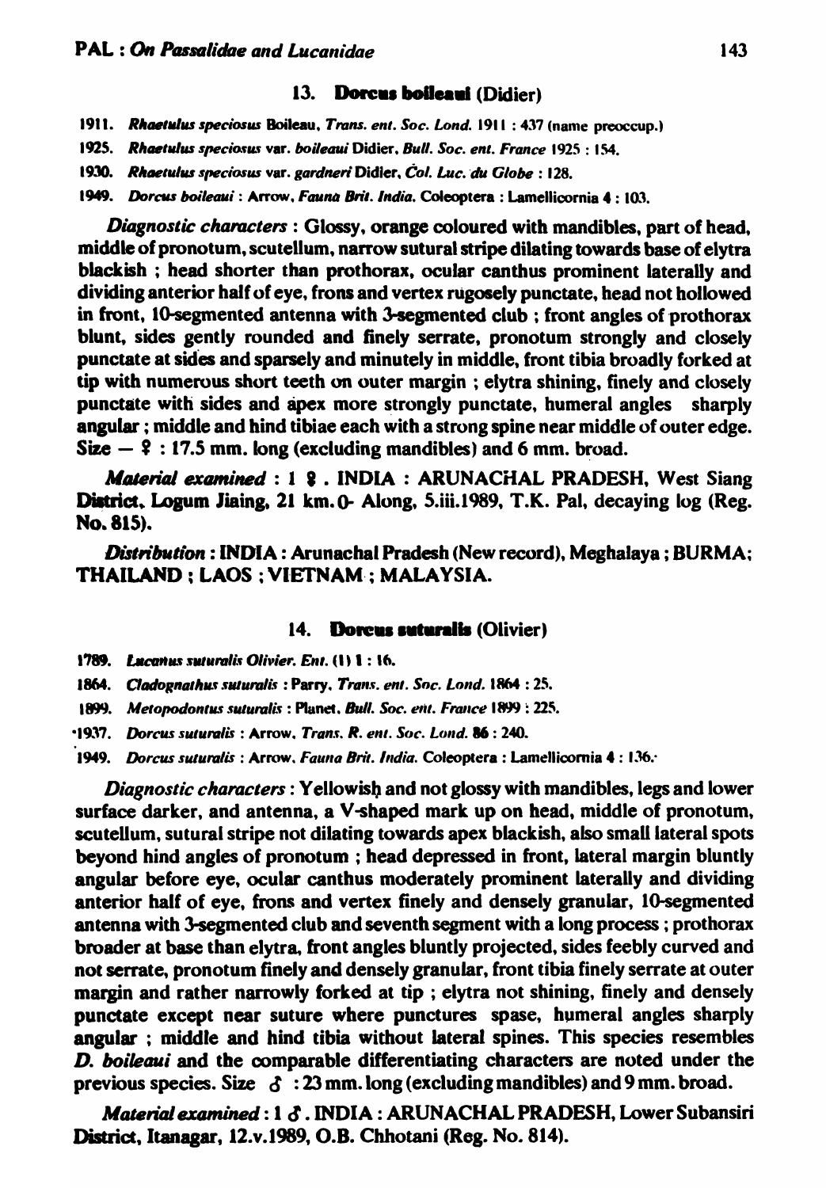### 13. **Dorcus boileaui** (Didier)

1911. *Rhaetulus speciosus* Boileau, *Trans. ent. Soc. Lond.* 1911 : 437 (name preoccup.)

1925. *Rhaetulus speciosus* var. *boileaui* Didier, *Bull. Soc. ent. France* 1925 : 154.

1930. *Rhaetulus speciosus* var. *gardneri* Didier, *Col. Luc. du Globe* : 128.

1949. *Dorcus boileaui* : Arrow, *Fauna Brit. India.* Coleoptera : Lamellicornia 4 : 103.

*Diagnostic characters* : Glossy, orange coloured with mandibles, part of head, middle of pronotum, scutellum, narrow sutural stripe dilating towards base of elytra blackish ; head shorter than prothorax, ocular canthus prominent laterally and dividing anterior half of eye, frons and vertex rugosely punctate, head not hollowed in front, 10-segmented antenna with 3-segmented club ; front angles of prothorax blunt, sides gently rounded and finely serrate, pronotum strongly and closely punctate at sides and sparsely and minutely in middle, front tibia broadly forked at tip with numerous short teeth on outer margin ; elytra shining, finely and closely punctate with sides and apex more strongly punctate, humeral angles sharply angular ; middle and hind tibiae each with a strong spine near middle of outer edge. Size — ♀ : 17.5 mm. long (excluding mandibles) and 6 mm. broad.

*Material examined* : 1 ♀. INDIA : ARUNACHAL PRADESH, West Siang District, Logum Jiaing, 21 km. 0- Along, 5.iii.1989, T.K. Pal, decaying log (Reg. No. 815).

*Distribution* : INDIA : Arunachal Pradesh (New record), Meghalaya ; BURMA; THAILAND ; LAOS ; VIETNAM ; MALAYSIA.

### 14. **Dorcus suturalis** (Olivier)

1789. *Lucanus suturalis* Olivier. *Ent.* (1) 1 : 16.

1864. *Cladognathus suturalis* : Parry, *Trans. ent. Soc. Lond.* 1864 : 25.

1899. *Metopodontus suturalis* : Planet, *Bull. Soc. ent. France* 1899 : 225.

1937. *Dorcus suturalis* : Arrow, *Trans. R. ent. Soc. Lond.* 86 : 240.

1949. *Dorcus suturalis* : Arrow, *Fauna Brit. India.* Coleoptera : Lamellicornia 4 : 136.

*Diagnostic characters* : Yellowish and not glossy with mandibles, legs and lower surface darker, and antenna, a V-shaped mark up on head, middle of pronotum, scutellum, sutural stripe not dilating towards apex blackish, also small lateral spots beyond hind angles of pronotum ; head depressed in front, lateral margin bluntly angular before eye, ocular canthus moderately prominent laterally and dividing anterior half of eye, frons and vertex finely and densely granular, 10-segmented antenna with 3-segmented club and seventh segment with a long process ; prothorax broader at base than elytra, front angles bluntly projected, sides feebly curved and not serrate, pronotum finely and densely granular, front tibia finely serrate at outer margin and rather narrowly forked at tip ; elytra not shining, finely and densely punctate except near suture where punctures spase, humeral angles sharply angular ; middle and hind tibia without lateral spines. This species resembles *D. boileaui* and the comparable differentiating characters are noted under the previous species. Size ♂ : 23 mm. long (excluding mandibles) and 9 mm. broad.

*Material examined* : 1 ♂. INDIA : ARUNACHAL PRADESH, Lower Subansiri District, Itanagar, 12.v.1989, O.B. Chhotani (Reg. No. 814).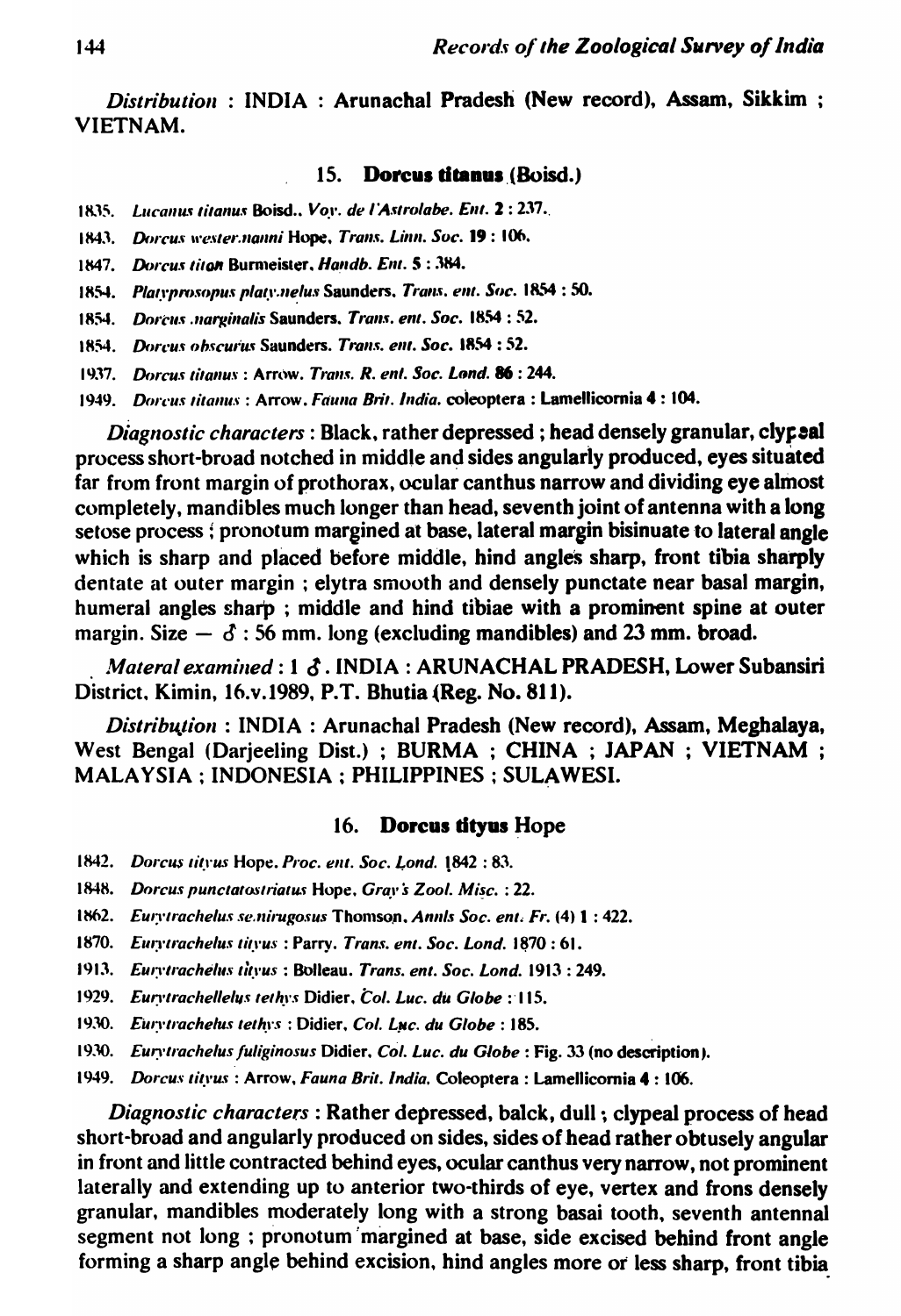*Distribution* : INDIA : Arunachal Pradesh (New record), Assam, Sikkim ; VIETNAM.

### 15. **Dorcus titanus** (Boisd.)

1835. *Lucanus titanus* Boisd., *Voy. de l'Astrolabe. Ent.* **2** : 237.
1843. *Dorcus westermanni* Hope, *Trans. Linn. Soc.* **19** : 106.
1847. *Dorcus titan* Burmeister, *Handb. Ent.* **5** : 384.
1854. *Platyprosopus platymelus* Saunders, *Trans. ent. Soc.* 1854 : 50.
1854. *Dorcus marginalis* Saunders, *Trans. ent. Soc.* 1854 : 52.
1854. *Dorcus obscurus* Saunders. *Trans. ent. Soc.* 1854 : 52.
1937. *Dorcus titanus* : Arrow. *Trans. R. ent. Soc. Lond.* **86** : 244.
1949. *Dorcus titanus* : Arrow. *Fauna Brit. India.* coleoptera : Lamellicornia **4** : 104.

*Diagnostic characters* : Black, rather depressed ; head densely granular, clypeal process short-broad notched in middle and sides angularly produced, eyes situated far from front margin of prothorax, ocular canthus narrow and dividing eye almost completely, mandibles much longer than head, seventh joint of antenna with a long setose process ; pronotum margined at base, lateral margin bisinuate to lateral angle which is sharp and placed before middle, hind angles sharp, front tibia sharply dentate at outer margin ; elytra smooth and densely punctate near basal margin, humeral angles sharp ; middle and hind tibiae with a prominent spine at outer margin. Size — ♂ : 56 mm. long (excluding mandibles) and 23 mm. broad.

*Materal examined* : 1 ♂. INDIA : ARUNACHAL PRADESH, Lower Subansiri District, Kimin, 16.v.1989, P.T. Bhutia (Reg. No. 811).

*Distribution* : INDIA : Arunachal Pradesh (New record), Assam, Meghalaya, West Bengal (Darjeeling Dist.) ; BURMA ; CHINA ; JAPAN ; VIETNAM ; MALAYSIA ; INDONESIA ; PHILIPPINES ; SULAWESI.

### 16. **Dorcus tityus** Hope

1842. *Dorcus tityus* Hope. *Proc. ent. Soc. Lond.* 1842 : 83.
1848. *Dorcus punctatostriatus* Hope, *Gray's Zool. Misc.* : 22.
1862. *Eurytrachelus seminugosus* Thomson, *Annls Soc. ent. Fr.* (4) **1** : 422.
1870. *Eurytrachelus tityus* : Parry. *Trans. ent. Soc. Lond.* 1870 : 61.
1913. *Eurytrachelus tityus* : Bolleau. *Trans. ent. Soc. Lond.* 1913 : 249.
1929. *Eurytrachellelus tethys* Didier, *Col. Luc. du Globe* : 115.
1930. *Eurytrachelus tethys* : Didier, *Col. Luc. du Globe* : 185.
1930. *Eurytrachelus fuliginosus* Didier, *Col. Luc. du Globe* : Fig. 33 (no description).
1949. *Dorcus tityus* : Arrow, *Fauna Brit. India.* Coleoptera : Lamellicornia **4** : 106.

*Diagnostic characters* : Rather depressed, balck, dull ; clypeal process of head short-broad and angularly produced on sides, sides of head rather obtusely angular in front and little contracted behind eyes, ocular canthus very narrow, not prominent laterally and extending up to anterior two-thirds of eye, vertex and frons densely granular, mandibles moderately long with a strong basai tooth, seventh antennal segment not long ; pronotum margined at base, side excised behind front angle forming a sharp angle behind excision, hind angles more or less sharp, front tibia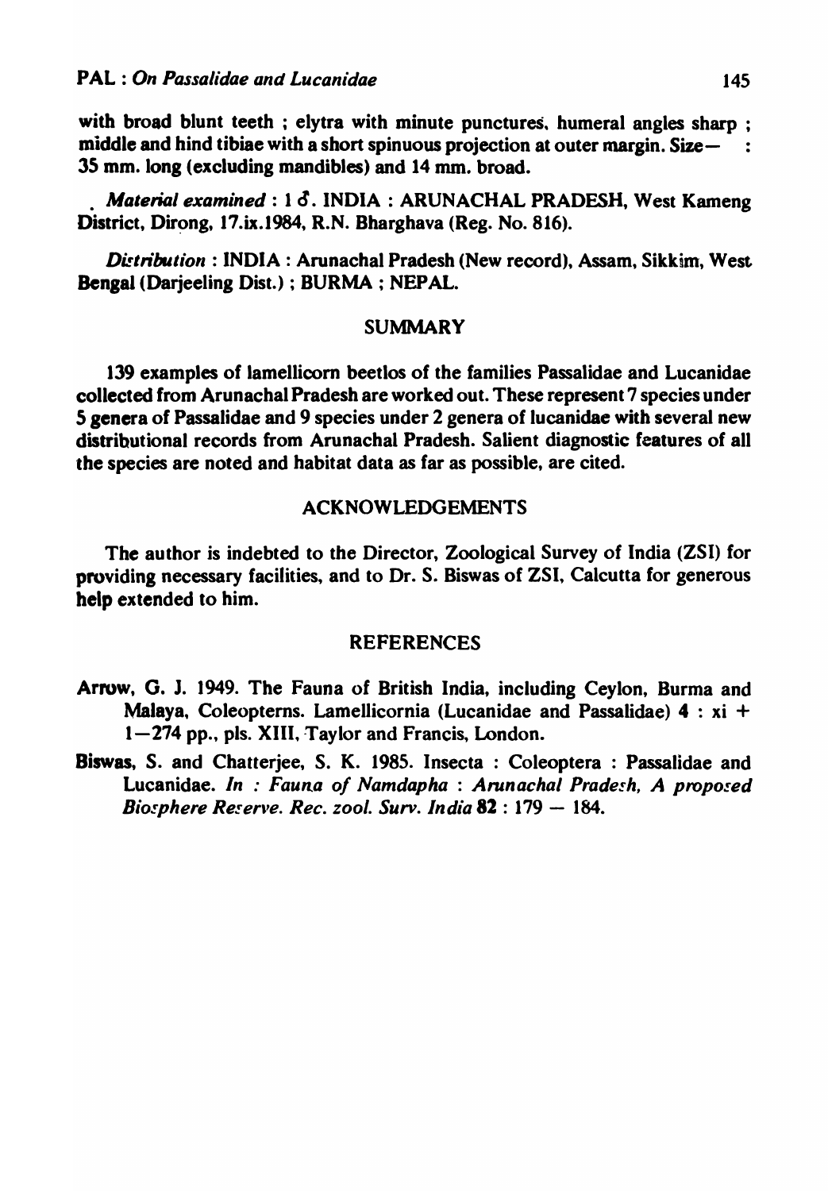with broad blunt teeth ; elytra with minute punctures, humeral angles sharp ; middle and hind tibiae with a short spinuous projection at outer margin. Size— : 35 mm. long (excluding mandibles) and 14 mm. broad.

*Material examined* : 1 ♂. INDIA : ARUNACHAL PRADESH, West Kameng District, Dirong, 17.ix.1984, R.N. Bharghava (Reg. No. 816).

*Distribution* : INDIA : Arunachal Pradesh (New record), Assam, Sikkim, West Bengal (Darjeeling Dist.) ; BURMA ; NEPAL.

## SUMMARY

139 examples of lamellicorn beetlos of the families Passalidae and Lucanidae collected from Arunachal Pradesh are worked out. These represent 7 species under 5 genera of Passalidae and 9 species under 2 genera of lucanidae with several new distributional records from Arunachal Pradesh. Salient diagnostic features of all the species are noted and habitat data as far as possible, are cited.

## ACKNOWLEDGEMENTS

The author is indebted to the Director, Zoological Survey of India (ZSI) for providing necessary facilities, and to Dr. S. Biswas of ZSI, Calcutta for generous help extended to him.

## REFERENCES

**Arrow**, G. J. 1949. The Fauna of British India, including Ceylon, Burma and Malaya, Coleopterns. Lamellicornia (Lucanidae and Passalidae) **4** : xi + 1—274 pp., pls. XIII, Taylor and Francis, London.

**Biswas**, S. and Chatterjee, S. K. 1985. Insecta : Coleoptera : Passalidae and Lucanidae. *In : Fauna of Namdapha : Arunachal Pradesh, A proposed Biosphere Reserve. Rec. zool. Surv. India* **82** : 179 — 184.